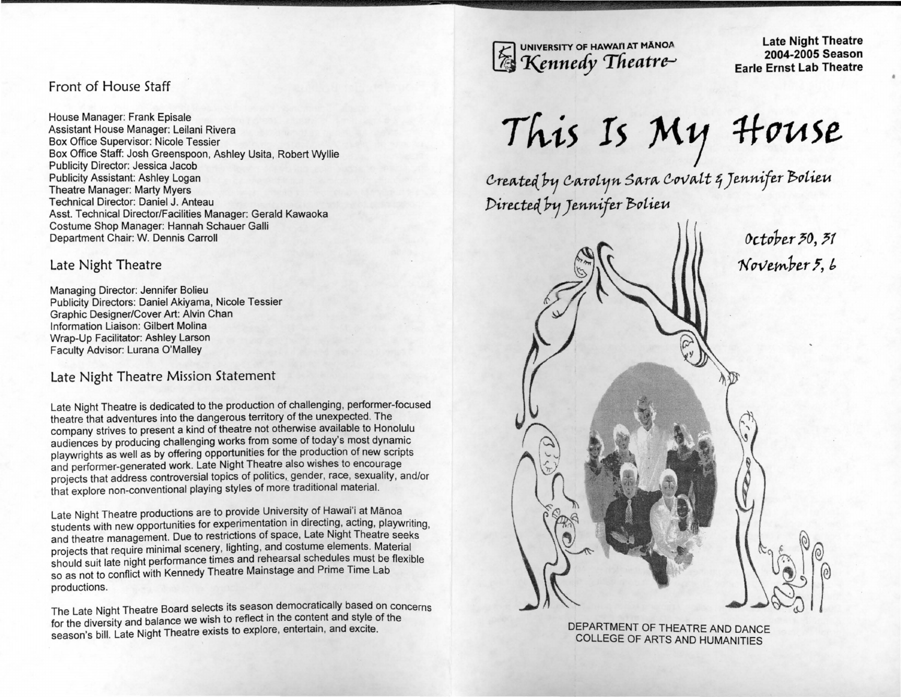## Front of House Staff

House Manager: Frank Episale
Assistant House Manager: Leilani Rivera
Box Office Supervisor: Nicole Tessier
Box Office Staff: Josh Greenspoon, Ashley Usita, Robert Wyllie
Publicity Director: Jessica Jacob
Publicity Assistant: Ashley Logan
Theatre Manager: Marty Myers
Technical Director: Daniel J. Anteau
Asst. Technical Director/Facilities Manager: Gerald Kawaoka
Costume Shop Manager: Hannah Schauer Galli
Department Chair: W. Dennis Carroll

## Late Night Theatre

Managing Director: Jennifer Bolieu
Publicity Directors: Daniel Akiyama, Nicole Tessier
Graphic Designer/Cover Art: Alvin Chan
Information Liaison: Gilbert Molina
Wrap-Up Facilitator: Ashley Larson
Faculty Advisor: Lurana O'Malley

## Late Night Theatre Mission Statement

Late Night Theatre is dedicated to the production of challenging, performer-focused theatre that adventures into the dangerous territory of the unexpected. The company strives to present a kind of theatre not otherwise available to Honolulu audiences by producing challenging works from some of today's most dynamic playwrights as well as by offering opportunities for the production of new scripts and performer-generated work. Late Night Theatre also wishes to encourage projects that address controversial topics of politics, gender, race, sexuality, and/or that explore non-conventional playing styles of more traditional material.

Late Night Theatre productions are to provide University of Hawai'i at Mānoa students with new opportunities for experimentation in directing, acting, playwriting, and theatre management. Due to restrictions of space, Late Night Theatre seeks projects that require minimal scenery, lighting, and costume elements. Material should suit late night performance times and rehearsal schedules must be flexible so as not to conflict with Kennedy Theatre Mainstage and Prime Time Lab productions.

The Late Night Theatre Board selects its season democratically based on concerns for the diversity and balance we wish to reflect in the content and style of the season's bill. Late Night Theatre exists to explore, entertain, and excite.

UNIVERSITY OF HAWAI'I AT MĀNOA
Kennedy Theatre

**Late Night Theatre**
**2004-2005 Season**
**Earle Ernst Lab Theatre**

# This Is My House

*Created by Carolyn Sara Covalt & Jennifer Bolieu*
*Directed by Jennifer Bolieu*

*October 30, 31*
*November 5, 6*

DEPARTMENT OF THEATRE AND DANCE
COLLEGE OF ARTS AND HUMANITIES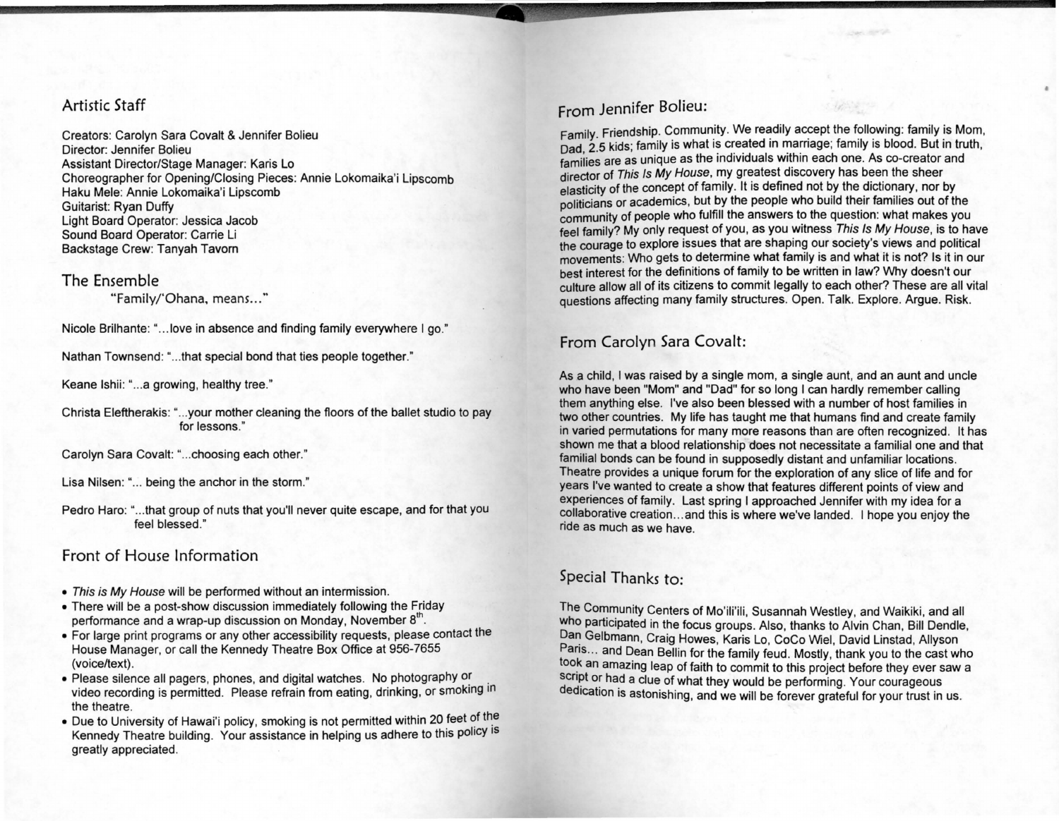## Artistic Staff

Creators: Carolyn Sara Covalt & Jennifer Bolieu
Director: Jennifer Bolieu
Assistant Director/Stage Manager: Karis Lo
Choreographer for Opening/Closing Pieces: Annie Lokomaika'i Lipscomb
Haku Mele: Annie Lokomaika'i Lipscomb
Guitarist: Ryan Duffy
Light Board Operator: Jessica Jacob
Sound Board Operator: Carrie Li
Backstage Crew: Tanyah Tavorn

## The Ensemble

"Family/'Ohana, means..."

Nicole Brilhante: "...love in absence and finding family everywhere I go."

Nathan Townsend: "...that special bond that ties people together."

Keane Ishii: "...a growing, healthy tree."

Christa Eleftherakis: "...your mother cleaning the floors of the ballet studio to pay for lessons."

Carolyn Sara Covalt: "...choosing each other."

Lisa Nilsen: "... being the anchor in the storm."

Pedro Haro: "...that group of nuts that you'll never quite escape, and for that you feel blessed."

## Front of House Information

- *This is My House* will be performed without an intermission.
- There will be a post-show discussion immediately following the Friday performance and a wrap-up discussion on Monday, November 8th.
- For large print programs or any other accessibility requests, please contact the House Manager, or call the Kennedy Theatre Box Office at 956-7655 (voice/text).
- Please silence all pagers, phones, and digital watches. No photography or video recording is permitted. Please refrain from eating, drinking, or smoking in the theatre.
- Due to University of Hawai'i policy, smoking is not permitted within 20 feet of the Kennedy Theatre building. Your assistance in helping us adhere to this policy is greatly appreciated.

## From Jennifer Bolieu:

Family. Friendship. Community. We readily accept the following: family is Mom, Dad, 2.5 kids; family is what is created in marriage; family is blood. But in truth, families are as unique as the individuals within each one. As co-creator and director of *This Is My House*, my greatest discovery has been the sheer elasticity of the concept of family. It is defined not by the dictionary, nor by politicians or academics, but by the people who build their families out of the community of people who fulfill the answers to the question: what makes you feel family? My only request of you, as you witness *This Is My House*, is to have the courage to explore issues that are shaping our society's views and political movements: Who gets to determine what family is and what it is not? Is it in our best interest for the definitions of family to be written in law? Why doesn't our culture allow all of its citizens to commit legally to each other? These are all vital questions affecting many family structures. Open. Talk. Explore. Argue. Risk.

## From Carolyn Sara Covalt:

As a child, I was raised by a single mom, a single aunt, and an aunt and uncle who have been "Mom" and "Dad" for so long I can hardly remember calling them anything else. I've also been blessed with a number of host families in two other countries. My life has taught me that humans find and create family in varied permutations for many more reasons than are often recognized. It has shown me that a blood relationship does not necessitate a familial one and that familial bonds can be found in supposedly distant and unfamiliar locations. Theatre provides a unique forum for the exploration of any slice of life and for years I've wanted to create a show that features different points of view and experiences of family. Last spring I approached Jennifer with my idea for a collaborative creation...and this is where we've landed. I hope you enjoy the ride as much as we have.

## Special Thanks to:

The Community Centers of Mo'ili'ili, Susannah Westley, and Waikiki, and all who participated in the focus groups. Also, thanks to Alvin Chan, Bill Dendle, Dan Gelbmann, Craig Howes, Karis Lo, CoCo Wiel, David Linstad, Allyson Paris... and Dean Bellin for the family feud. Mostly, thank you to the cast who took an amazing leap of faith to commit to this project before they ever saw a script or had a clue of what they would be performing. Your courageous dedication is astonishing, and we will be forever grateful for your trust in us.